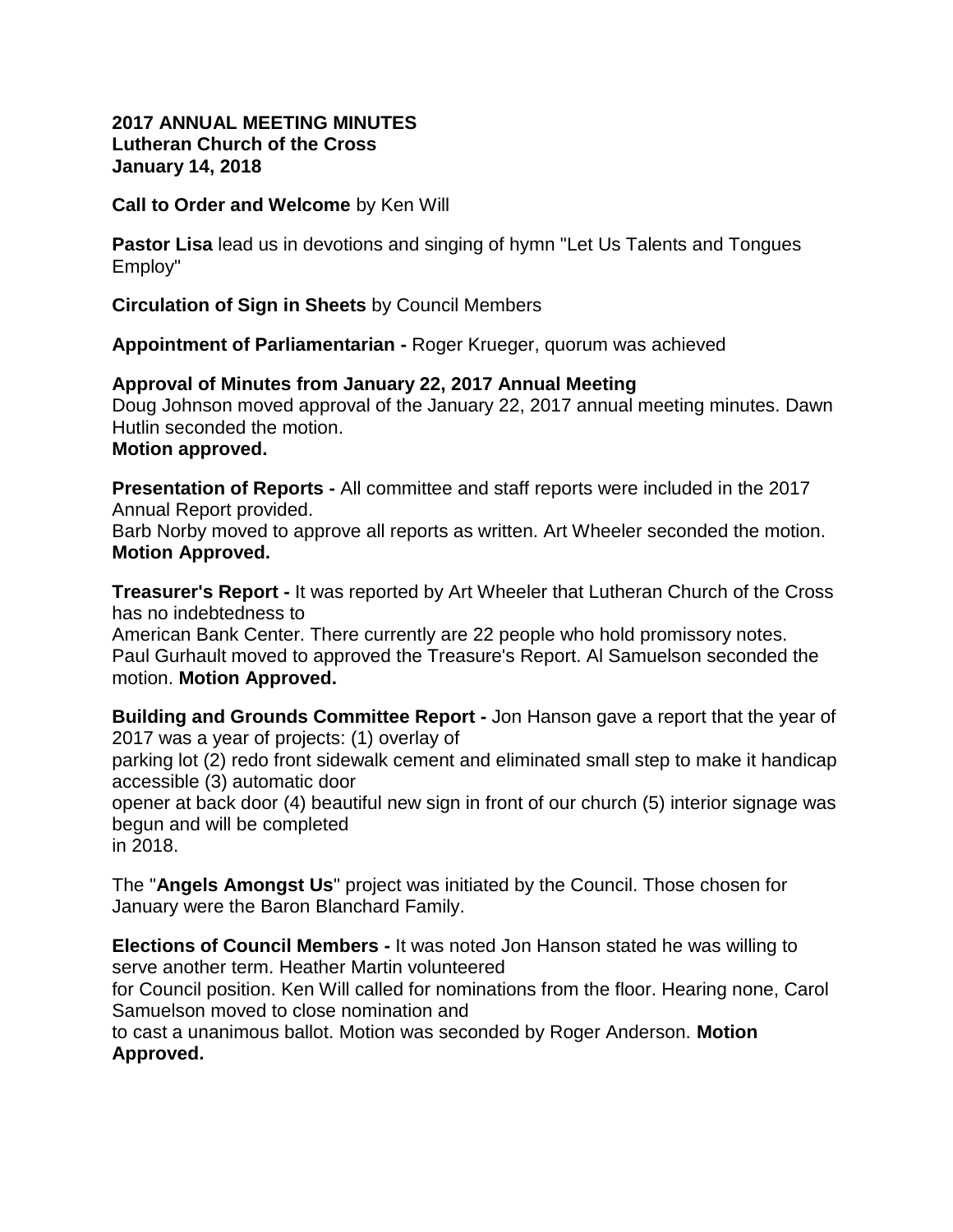**2017 ANNUAL MEETING MINUTES**
**Lutheran Church of the Cross**
**January 14, 2018**

**Call to Order and Welcome** by Ken Will

**Pastor Lisa** lead us in devotions and singing of hymn "Let Us Talents and Tongues Employ"

**Circulation of Sign in Sheets** by Council Members

**Appointment of Parliamentarian -** Roger Krueger, quorum was achieved

**Approval of Minutes from January 22, 2017 Annual Meeting**
Doug Johnson moved approval of the January 22, 2017 annual meeting minutes. Dawn Hutlin seconded the motion.
**Motion approved.**

**Presentation of Reports -** All committee and staff reports were included in the 2017 Annual Report provided.
Barb Norby moved to approve all reports as written. Art Wheeler seconded the motion.
**Motion Approved.**

**Treasurer's Report -** It was reported by Art Wheeler that Lutheran Church of the Cross has no indebtedness to American Bank Center. There currently are 22 people who hold promissory notes. Paul Gurhault moved to approved the Treasure's Report. Al Samuelson seconded the motion. **Motion Approved.**

**Building and Grounds Committee Report -** Jon Hanson gave a report that the year of 2017 was a year of projects: (1) overlay of parking lot (2) redo front sidewalk cement and eliminated small step to make it handicap accessible (3) automatic door opener at back door (4) beautiful new sign in front of our church (5) interior signage was begun and will be completed in 2018.

The "**Angels Amongst Us**" project was initiated by the Council. Those chosen for January were the Baron Blanchard Family.

**Elections of Council Members -** It was noted Jon Hanson stated he was willing to serve another term. Heather Martin volunteered for Council position. Ken Will called for nominations from the floor. Hearing none, Carol Samuelson moved to close nomination and to cast a unanimous ballot. Motion was seconded by Roger Anderson. **Motion Approved.**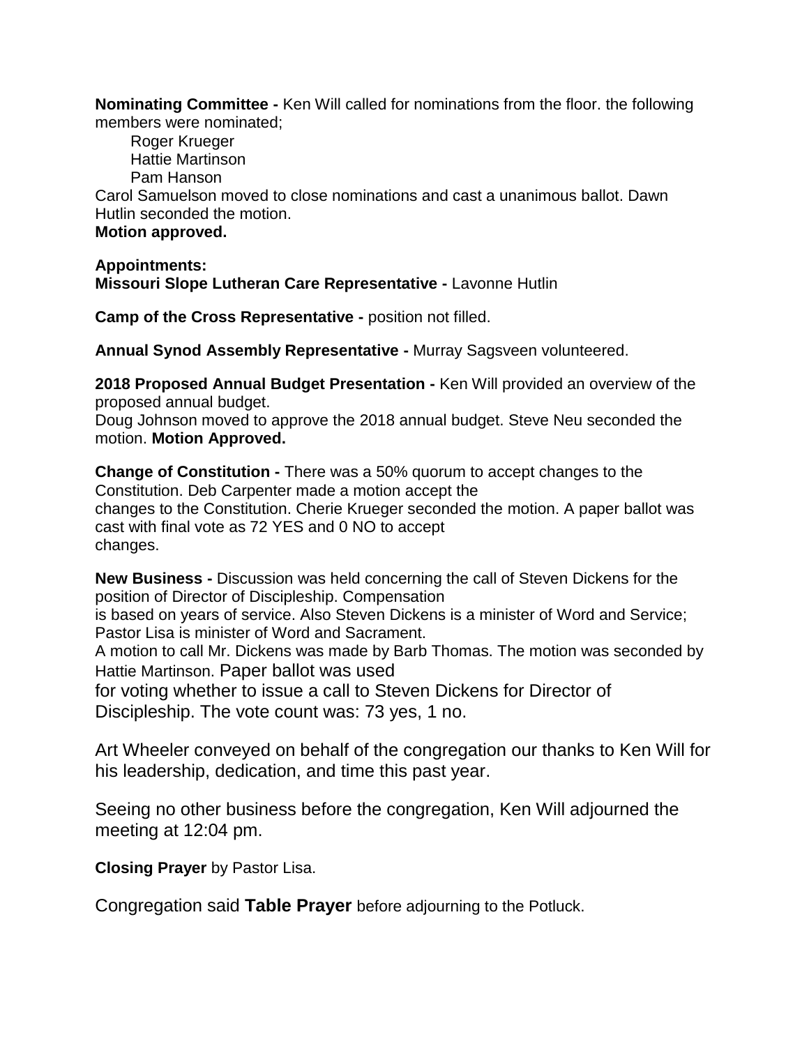**Nominating Committee -** Ken Will called for nominations from the floor. the following members were nominated;

Roger Krueger
Hattie Martinson
Pam Hanson

Carol Samuelson moved to close nominations and cast a unanimous ballot. Dawn Hutlin seconded the motion.
**Motion approved.**

**Appointments:**
**Missouri Slope Lutheran Care Representative -** Lavonne Hutlin

**Camp of the Cross Representative -** position not filled.

**Annual Synod Assembly Representative -** Murray Sagsveen volunteered.

**2018 Proposed Annual Budget Presentation -** Ken Will provided an overview of the proposed annual budget.
Doug Johnson moved to approve the 2018 annual budget. Steve Neu seconded the motion. **Motion Approved.**

**Change of Constitution -** There was a 50% quorum to accept changes to the Constitution. Deb Carpenter made a motion accept the changes to the Constitution. Cherie Krueger seconded the motion. A paper ballot was cast with final vote as 72 YES and 0 NO to accept changes.

**New Business -** Discussion was held concerning the call of Steven Dickens for the position of Director of Discipleship. Compensation is based on years of service. Also Steven Dickens is a minister of Word and Service; Pastor Lisa is minister of Word and Sacrament.
A motion to call Mr. Dickens was made by Barb Thomas. The motion was seconded by Hattie Martinson. Paper ballot was used for voting whether to issue a call to Steven Dickens for Director of Discipleship. The vote count was: 73 yes, 1 no.

Art Wheeler conveyed on behalf of the congregation our thanks to Ken Will for his leadership, dedication, and time this past year.

Seeing no other business before the congregation, Ken Will adjourned the meeting at 12:04 pm.

**Closing Prayer** by Pastor Lisa.

Congregation said **Table Prayer** before adjourning to the Potluck.